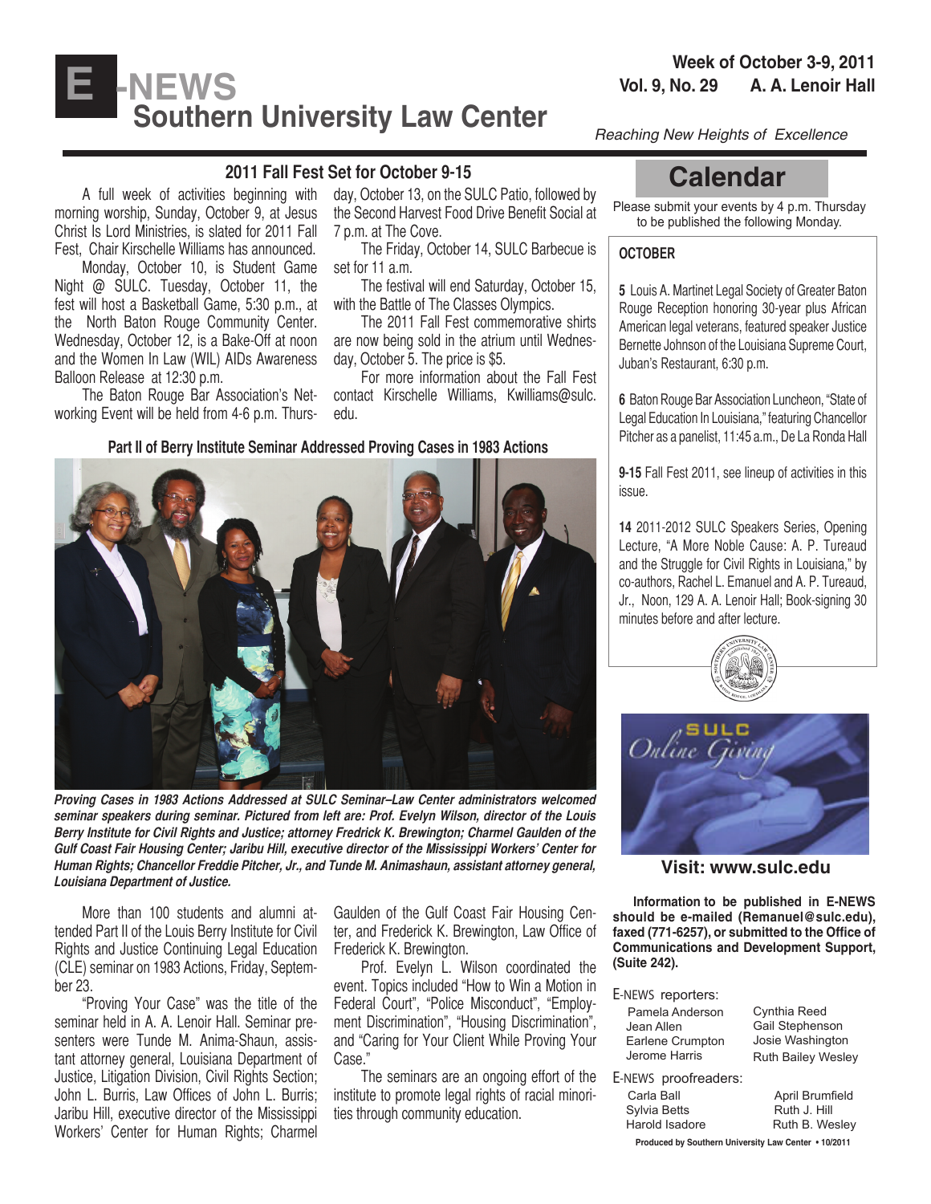# E-NEWS Southern University Law Center

**Week of October 3-9, 2011**
**Vol. 9, No. 29 A. A. Lenoir Hall**

*Reaching New Heights of Excellence*

## 2011 Fall Fest Set for October 9-15

A full week of activities beginning with morning worship, Sunday, October 9, at Jesus Christ Is Lord Ministries, is slated for 2011 Fall Fest, Chair Kirschelle Williams has announced.

Monday, October 10, is Student Game Night @ SULC. Tuesday, October 11, the fest will host a Basketball Game, 5:30 p.m., at the North Baton Rouge Community Center. Wednesday, October 12, is a Bake-Off at noon and the Women In Law (WIL) AIDs Awareness Balloon Release at 12:30 p.m.

The Baton Rouge Bar Association's Networking Event will be held from 4-6 p.m. Thursday, October 13, on the SULC Patio, followed by the Second Harvest Food Drive Benefit Social at 7 p.m. at The Cove.

The Friday, October 14, SULC Barbecue is set for 11 a.m.

The festival will end Saturday, October 15, with the Battle of The Classes Olympics.

The 2011 Fall Fest commemorative shirts are now being sold in the atrium until Wednesday, October 5. The price is $5.

For more information about the Fall Fest contact Kirschelle Williams, Kwilliams@sulc.edu.

## Part II of Berry Institute Seminar Addressed Proving Cases in 1983 Actions

***Proving Cases in 1983 Actions Addressed at SULC Seminar–Law Center administrators welcomed seminar speakers during seminar. Pictured from left are: Prof. Evelyn Wilson, director of the Louis Berry Institute for Civil Rights and Justice; attorney Fredrick K. Brewington; Charmel Gaulden of the Gulf Coast Fair Housing Center; Jaribu Hill, executive director of the Mississippi Workers' Center for Human Rights; Chancellor Freddie Pitcher, Jr., and Tunde M. Animashaun, assistant attorney general, Louisiana Department of Justice.***

More than 100 students and alumni attended Part II of the Louis Berry Institute for Civil Rights and Justice Continuing Legal Education (CLE) seminar on 1983 Actions, Friday, September 23.

"Proving Your Case" was the title of the seminar held in A. A. Lenoir Hall. Seminar presenters were Tunde M. Anima-Shaun, assistant attorney general, Louisiana Department of Justice, Litigation Division, Civil Rights Section; John L. Burris, Law Offices of John L. Burris; Jaribu Hill, executive director of the Mississippi Workers' Center for Human Rights; Charmel Gaulden of the Gulf Coast Fair Housing Center, and Frederick K. Brewington, Law Office of Frederick K. Brewington.

Prof. Evelyn L. Wilson coordinated the event. Topics included "How to Win a Motion in Federal Court", "Police Misconduct", "Employment Discrimination", "Housing Discrimination", and "Caring for Your Client While Proving Your Case."

The seminars are an ongoing effort of the institute to promote legal rights of racial minorities through community education.

## Calendar

Please submit your events by 4 p.m. Thursday to be published the following Monday.

**OCTOBER**

**5** Louis A. Martinet Legal Society of Greater Baton Rouge Reception honoring 30-year plus African American legal veterans, featured speaker Justice Bernette Johnson of the Louisiana Supreme Court, Juban's Restaurant, 6:30 p.m.

**6** Baton Rouge Bar Association Luncheon, "State of Legal Education In Louisiana," featuring Chancellor Pitcher as a panelist, 11:45 a.m., De La Ronda Hall

**9-15** Fall Fest 2011, see lineup of activities in this issue.

**14** 2011-2012 SULC Speakers Series, Opening Lecture, "A More Noble Cause: A. P. Tureaud and the Struggle for Civil Rights in Louisiana," by co-authors, Rachel L. Emanuel and A. P. Tureaud, Jr., Noon, 129 A. A. Lenoir Hall; Book-signing 30 minutes before and after lecture.

SULC Online Giving

**Visit: www.sulc.edu**

**Information to be published in E-NEWS should be e-mailed (Remanuel@sulc.edu), faxed (771-6257), or submitted to the Office of Communications and Development Support, (Suite 242).**

E-NEWS reporters:
- Pamela Anderson
- Jean Allen
- Earlene Crumpton
- Jerome Harris
- Cynthia Reed
- Gail Stephenson
- Josie Washington
- Ruth Bailey Wesley

E-NEWS proofreaders:
- Carla Ball
- Sylvia Betts
- Harold Isadore
- April Brumfield
- Ruth J. Hill
- Ruth B. Wesley

**Produced by Southern University Law Center • 10/2011**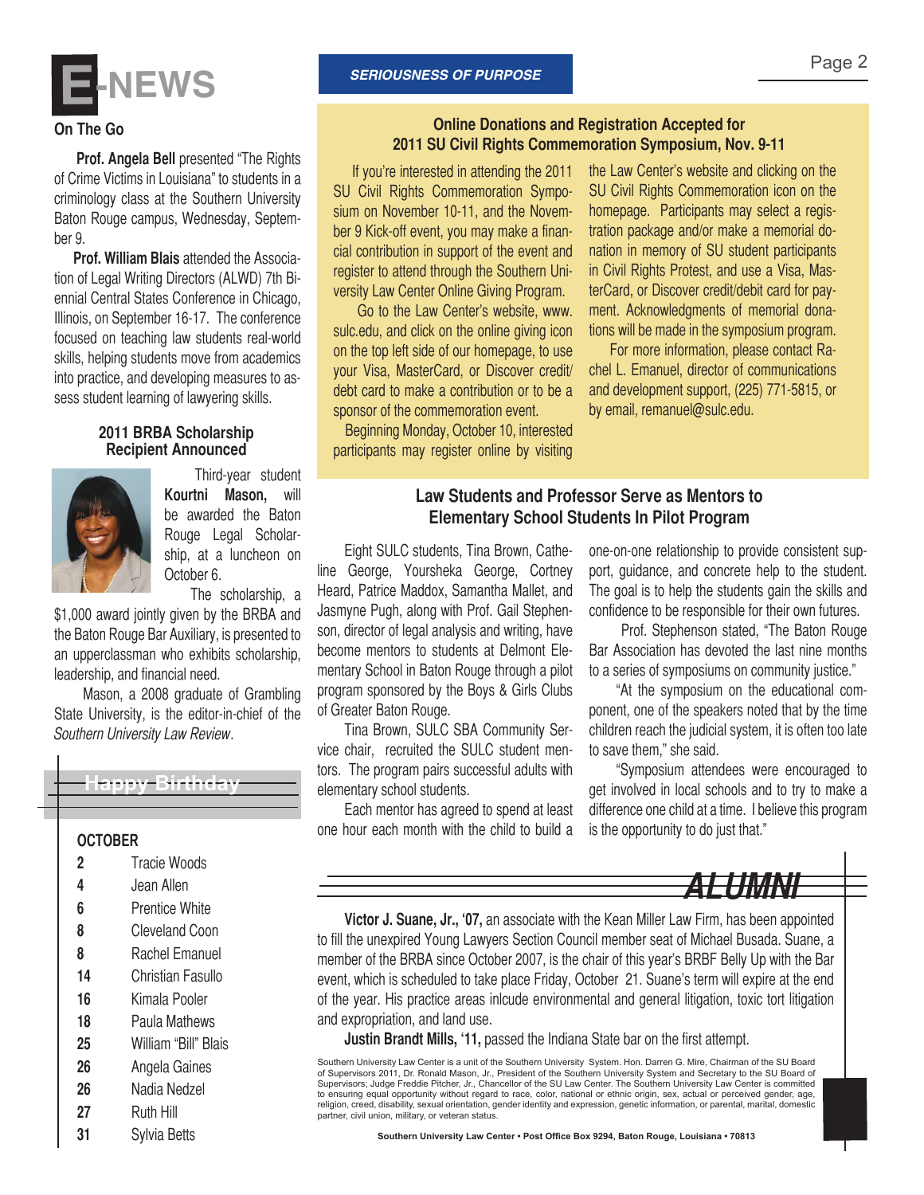# E-NEWS

*SERIOUSNESS OF PURPOSE*

## On The Go

**Prof. Angela Bell** presented "The Rights of Crime Victims in Louisiana" to students in a criminology class at the Southern University Baton Rouge campus, Wednesday, September 9.

**Prof. William Blais** attended the Association of Legal Writing Directors (ALWD) 7th Biennial Central States Conference in Chicago, Illinois, on September 16-17. The conference focused on teaching law students real-world skills, helping students move from academics into practice, and developing measures to assess student learning of lawyering skills.

### 2011 BRBA Scholarship Recipient Announced

Third-year student **Kourtni Mason,** will be awarded the Baton Rouge Legal Scholarship, at a luncheon on October 6.

The scholarship, a $1,000 award jointly given by the BRBA and the Baton Rouge Bar Auxiliary, is presented to an upperclassman who exhibits scholarship, leadership, and financial need.

Mason, a 2008 graduate of Grambling State University, is the editor-in-chief of the *Southern University Law Review*.

## Happy Birthday

**OCTOBER**

| | |
|---|---|
| 2 | Tracie Woods |
| 4 | Jean Allen |
| 6 | Prentice White |
| 8 | Cleveland Coon |
| 8 | Rachel Emanuel |
| 14 | Christian Fasullo |
| 16 | Kimala Pooler |
| 18 | Paula Mathews |
| 25 | William "Bill" Blais |
| 26 | Angela Gaines |
| 26 | Nadia Nedzel |
| 27 | Ruth Hill |
| 31 | Sylvia Betts |

## Online Donations and Registration Accepted for 2011 SU Civil Rights Commemoration Symposium, Nov. 9-11

If you're interested in attending the 2011 SU Civil Rights Commemoration Symposium on November 10-11, and the November 9 Kick-off event, you may make a financial contribution in support of the event and register to attend through the Southern University Law Center Online Giving Program.

Go to the Law Center's website, www.sulc.edu, and click on the online giving icon on the top left side of our homepage, to use your Visa, MasterCard, or Discover credit/debt card to make a contribution or to be a sponsor of the commemoration event.

Beginning Monday, October 10, interested participants may register online by visiting the Law Center's website and clicking on the SU Civil Rights Commemoration icon on the homepage. Participants may select a registration package and/or make a memorial donation in memory of SU student participants in Civil Rights Protest, and use a Visa, MasterCard, or Discover credit/debit card for payment. Acknowledgments of memorial donations will be made in the symposium program.

For more information, please contact Rachel L. Emanuel, director of communications and development support, (225) 771-5815, or by email, remanuel@sulc.edu.

## Law Students and Professor Serve as Mentors to Elementary School Students In Pilot Program

Eight SULC students, Tina Brown, Catheline George, Yoursheka George, Cortney Heard, Patrice Maddox, Samantha Mallet, and Jasmyne Pugh, along with Prof. Gail Stephenson, director of legal analysis and writing, have become mentors to students at Delmont Elementary School in Baton Rouge through a pilot program sponsored by the Boys & Girls Clubs of Greater Baton Rouge.

Tina Brown, SULC SBA Community Service chair, recruited the SULC student mentors. The program pairs successful adults with elementary school students.

Each mentor has agreed to spend at least one hour each month with the child to build a one-on-one relationship to provide consistent support, guidance, and concrete help to the student. The goal is to help the students gain the skills and confidence to be responsible for their own futures.

Prof. Stephenson stated, "The Baton Rouge Bar Association has devoted the last nine months to a series of symposiums on community justice."

"At the symposium on the educational component, one of the speakers noted that by the time children reach the judicial system, it is often too late to save them," she said.

"Symposium attendees were encouraged to get involved in local schools and to try to make a difference one child at a time. I believe this program is the opportunity to do just that."

## ALUMNI

**Victor J. Suane, Jr., '07,** an associate with the Kean Miller Law Firm, has been appointed to fill the unexpired Young Lawyers Section Council member seat of Michael Busada. Suane, a member of the BRBA since October 2007, is the chair of this year's BRBF Belly Up with the Bar event, which is scheduled to take place Friday, October 21. Suane's term will expire at the end of the year. His practice areas inlcude environmental and general litigation, toxic tort litigation and expropriation, and land use.

**Justin Brandt Mills, '11,** passed the Indiana State bar on the first attempt.

Southern University Law Center is a unit of the Southern University System. Hon. Darren G. Mire, Chairman of the SU Board of Supervisors 2011, Dr. Ronald Mason, Jr., President of the Southern University System and Secretary to the SU Board of Supervisors; Judge Freddie Pitcher, Jr., Chancellor of the SU Law Center. The Southern University Law Center is committed to ensuring equal opportunity without regard to race, color, national or ethnic origin, sex, actual or perceived gender, age, religion, creed, disability, sexual orientation, gender identity and expression, genetic information, or parental, marital, domestic partner, civil union, military, or veteran status.

**Southern University Law Center • Post Office Box 9294, Baton Rouge, Louisiana • 70813**